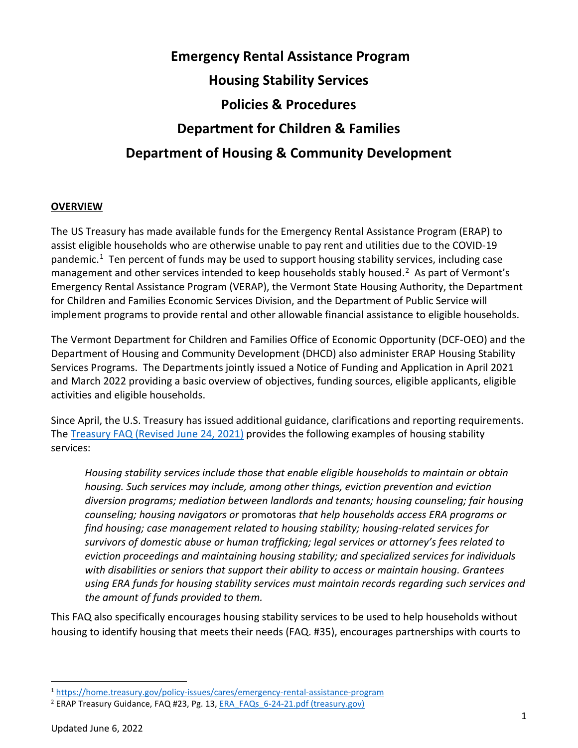# Emergency Rental Assistance Program

# Housing Stability Services

# Policies & Procedures

# Department for Children & Families

# Department of Housing & Community Development

## OVERVIEW

The US Treasury has made available funds for the Emergency Rental Assistance Program (ERAP) to assist eligible households who are otherwise unable to pay rent and utilities due to the COVID-19 pandemic.[1] Ten percent of funds may be used to support housing stability services, including case management and other services intended to keep households stably housed.[2] As part of Vermont's Emergency Rental Assistance Program (VERAP), the Vermont State Housing Authority, the Department for Children and Families Economic Services Division, and the Department of Public Service will implement programs to provide rental and other allowable financial assistance to eligible households.

The Vermont Department for Children and Families Office of Economic Opportunity (DCF-OEO) and the Department of Housing and Community Development (DHCD) also administer ERAP Housing Stability Services Programs. The Departments jointly issued a Notice of Funding and Application in April 2021 and March 2022 providing a basic overview of objectives, funding sources, eligible applicants, eligible activities and eligible households.

Since April, the U.S. Treasury has issued additional guidance, clarifications and reporting requirements. The [Treasury FAQ (Revised June 24, 2021)](ERA_FAQs_6-24-21.pdf) provides the following examples of housing stability services:

> *Housing stability services include those that enable eligible households to maintain or obtain housing. Such services may include, among other things, eviction prevention and eviction diversion programs; mediation between landlords and tenants; housing counseling; fair housing counseling; housing navigators or* promotoras *that help households access ERA programs or find housing; case management related to housing stability; housing-related services for survivors of domestic abuse or human trafficking; legal services or attorney's fees related to eviction proceedings and maintaining housing stability; and specialized services for individuals with disabilities or seniors that support their ability to access or maintain housing. Grantees using ERA funds for housing stability services must maintain records regarding such services and the amount of funds provided to them.*

This FAQ also specifically encourages housing stability services to be used to help households without housing to identify housing that meets their needs (FAQ. #35), encourages partnerships with courts to

---

[1] https://home.treasury.gov/policy-issues/cares/emergency-rental-assistance-program

[2] ERAP Treasury Guidance, FAQ #23, Pg. 13, ERA_FAQs_6-24-21.pdf (treasury.gov)

Updated June 6, 2022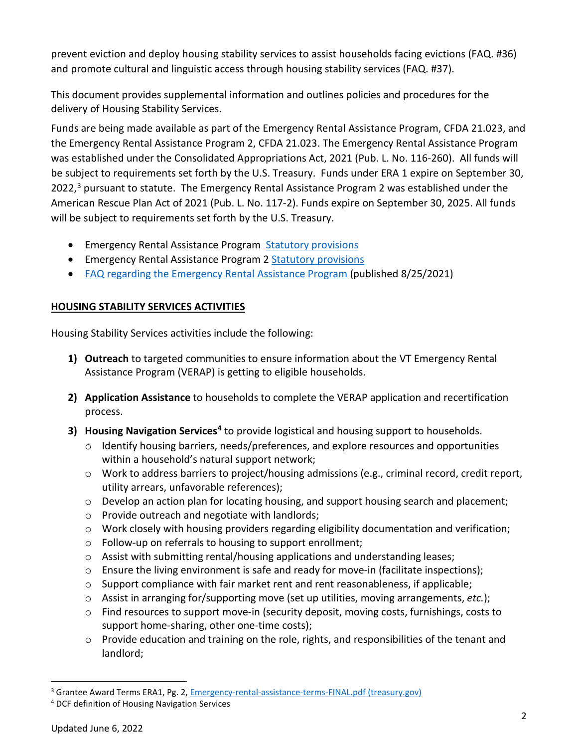prevent eviction and deploy housing stability services to assist households facing evictions (FAQ. #36) and promote cultural and linguistic access through housing stability services (FAQ. #37).

This document provides supplemental information and outlines policies and procedures for the delivery of Housing Stability Services.

Funds are being made available as part of the Emergency Rental Assistance Program, CFDA 21.023, and the Emergency Rental Assistance Program 2, CFDA 21.023. The Emergency Rental Assistance Program was established under the Consolidated Appropriations Act, 2021 (Pub. L. No. 116-260). All funds will be subject to requirements set forth by the U.S. Treasury. Funds under ERA 1 expire on September 30, 2022,[3] pursuant to statute. The Emergency Rental Assistance Program 2 was established under the American Rescue Plan Act of 2021 (Pub. L. No. 117-2). Funds expire on September 30, 2025. All funds will be subject to requirements set forth by the U.S. Treasury.

- Emergency Rental Assistance Program [Statutory provisions]
- Emergency Rental Assistance Program 2 [Statutory provisions]
- [FAQ regarding the Emergency Rental Assistance Program] (published 8/25/2021)

## HOUSING STABILITY SERVICES ACTIVITIES

Housing Stability Services activities include the following:

1) **Outreach** to targeted communities to ensure information about the VT Emergency Rental Assistance Program (VERAP) is getting to eligible households.

2) **Application Assistance** to households to complete the VERAP application and recertification process.

3) **Housing Navigation Services**[4] to provide logistical and housing support to households.
   - Identify housing barriers, needs/preferences, and explore resources and opportunities within a household's natural support network;
   - Work to address barriers to project/housing admissions (e.g., criminal record, credit report, utility arrears, unfavorable references);
   - Develop an action plan for locating housing, and support housing search and placement;
   - Provide outreach and negotiate with landlords;
   - Work closely with housing providers regarding eligibility documentation and verification;
   - Follow-up on referrals to housing to support enrollment;
   - Assist with submitting rental/housing applications and understanding leases;
   - Ensure the living environment is safe and ready for move-in (facilitate inspections);
   - Support compliance with fair market rent and rent reasonableness, if applicable;
   - Assist in arranging for/supporting move (set up utilities, moving arrangements, *etc.*);
   - Find resources to support move-in (security deposit, moving costs, furnishings, costs to support home-sharing, other one-time costs);
   - Provide education and training on the role, rights, and responsibilities of the tenant and landlord;

---

[3] Grantee Award Terms ERA1, Pg. 2, Emergency-rental-assistance-terms-FINAL.pdf (treasury.gov)

[4] DCF definition of Housing Navigation Services

Updated June 6, 2022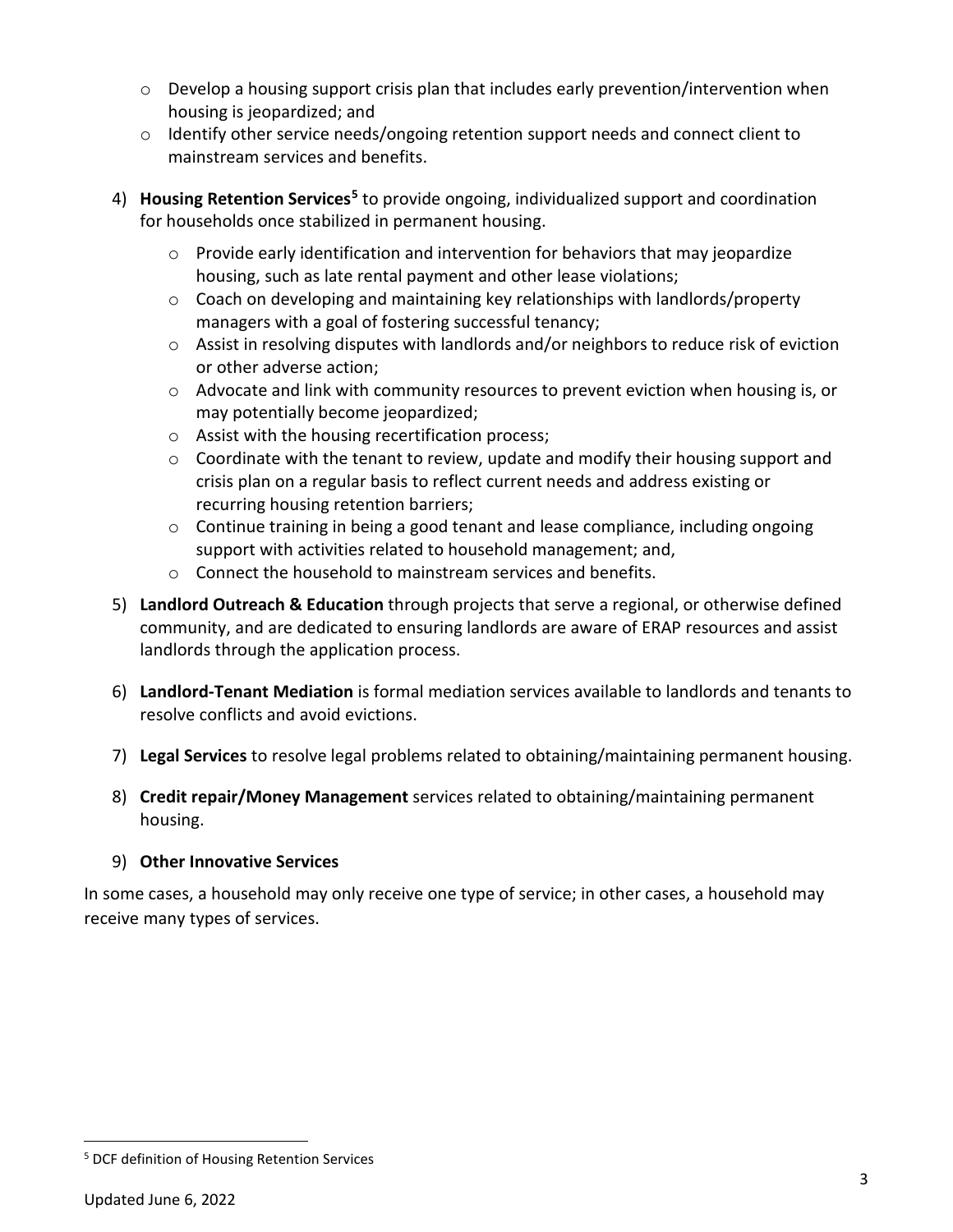- Develop a housing support crisis plan that includes early prevention/intervention when housing is jeopardized; and
   - Identify other service needs/ongoing retention support needs and connect client to mainstream services and benefits.

4) **Housing Retention Services**[5] to provide ongoing, individualized support and coordination for households once stabilized in permanent housing.
   - Provide early identification and intervention for behaviors that may jeopardize housing, such as late rental payment and other lease violations;
   - Coach on developing and maintaining key relationships with landlords/property managers with a goal of fostering successful tenancy;
   - Assist in resolving disputes with landlords and/or neighbors to reduce risk of eviction or other adverse action;
   - Advocate and link with community resources to prevent eviction when housing is, or may potentially become jeopardized;
   - Assist with the housing recertification process;
   - Coordinate with the tenant to review, update and modify their housing support and crisis plan on a regular basis to reflect current needs and address existing or recurring housing retention barriers;
   - Continue training in being a good tenant and lease compliance, including ongoing support with activities related to household management; and,
   - Connect the household to mainstream services and benefits.

5) **Landlord Outreach & Education** through projects that serve a regional, or otherwise defined community, and are dedicated to ensuring landlords are aware of ERAP resources and assist landlords through the application process.

6) **Landlord-Tenant Mediation** is formal mediation services available to landlords and tenants to resolve conflicts and avoid evictions.

7) **Legal Services** to resolve legal problems related to obtaining/maintaining permanent housing.

8) **Credit repair/Money Management** services related to obtaining/maintaining permanent housing.

9) **Other Innovative Services**

In some cases, a household may only receive one type of service; in other cases, a household may receive many types of services.

[5] DCF definition of Housing Retention Services

Updated June 6, 2022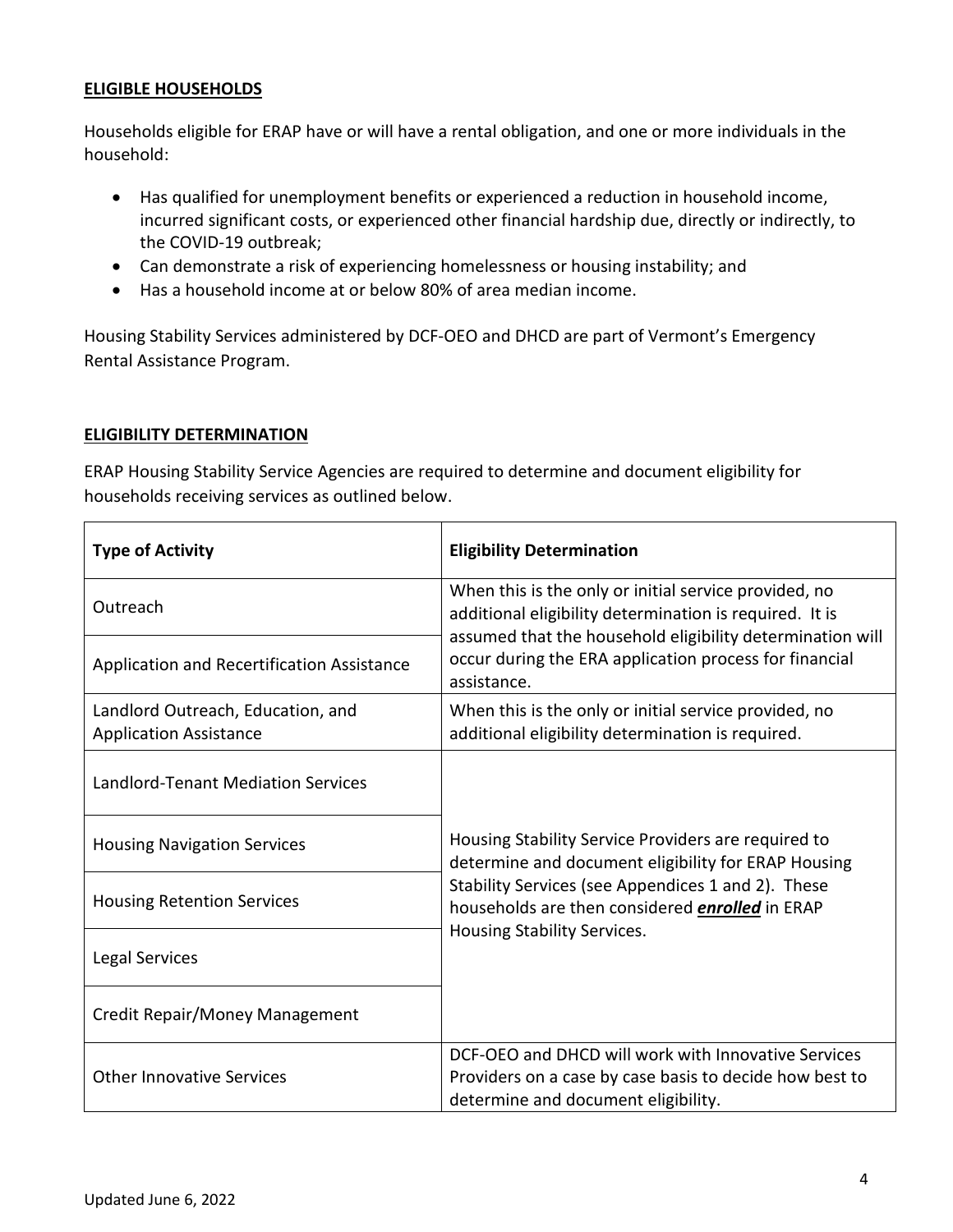## ELIGIBLE HOUSEHOLDS

Households eligible for ERAP have or will have a rental obligation, and one or more individuals in the household:

- Has qualified for unemployment benefits or experienced a reduction in household income, incurred significant costs, or experienced other financial hardship due, directly or indirectly, to the COVID-19 outbreak;
- Can demonstrate a risk of experiencing homelessness or housing instability; and
- Has a household income at or below 80% of area median income.

Housing Stability Services administered by DCF-OEO and DHCD are part of Vermont's Emergency Rental Assistance Program.

## ELIGIBILITY DETERMINATION

ERAP Housing Stability Service Agencies are required to determine and document eligibility for households receiving services as outlined below.

| **Type of Activity** | **Eligibility Determination** |
|---|---|
| Outreach | When this is the only or initial service provided, no additional eligibility determination is required. It is assumed that the household eligibility determination will occur during the ERA application process for financial assistance. |
| Application and Recertification Assistance | |
| Landlord Outreach, Education, and Application Assistance | When this is the only or initial service provided, no additional eligibility determination is required. |
| Landlord-Tenant Mediation Services | Housing Stability Service Providers are required to determine and document eligibility for ERAP Housing Stability Services (see Appendices 1 and 2). These households are then considered ***enrolled*** in ERAP Housing Stability Services. |
| Housing Navigation Services | |
| Housing Retention Services | |
| Legal Services | |
| Credit Repair/Money Management | |
| Other Innovative Services | DCF-OEO and DHCD will work with Innovative Services Providers on a case by case basis to decide how best to determine and document eligibility. |

Updated June 6, 2022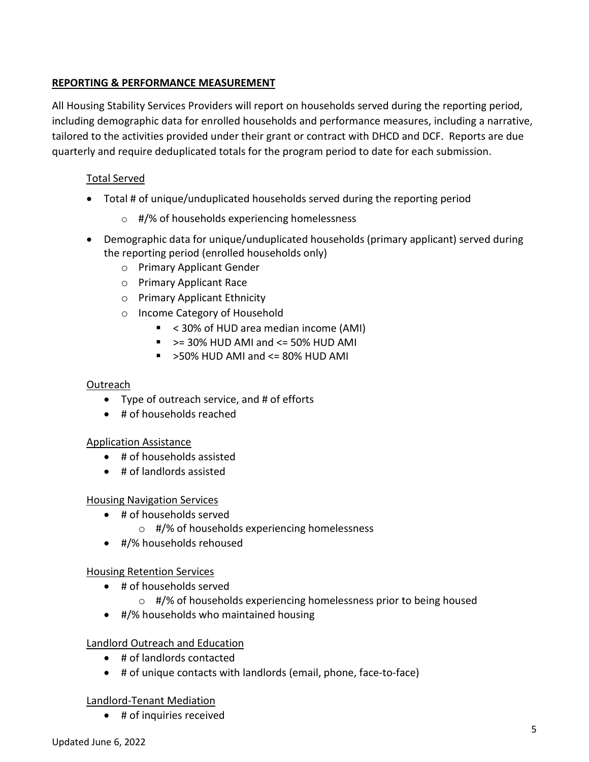## REPORTING & PERFORMANCE MEASUREMENT

All Housing Stability Services Providers will report on households served during the reporting period, including demographic data for enrolled households and performance measures, including a narrative, tailored to the activities provided under their grant or contract with DHCD and DCF. Reports are due quarterly and require deduplicated totals for the program period to date for each submission.

### Total Served

- Total # of unique/unduplicated households served during the reporting period
  - #/% of households experiencing homelessness
- Demographic data for unique/unduplicated households (primary applicant) served during the reporting period (enrolled households only)
  - Primary Applicant Gender
  - Primary Applicant Race
  - Primary Applicant Ethnicity
  - Income Category of Household
    - < 30% of HUD area median income (AMI)
    - >= 30% HUD AMI and <= 50% HUD AMI
    - >50% HUD AMI and <= 80% HUD AMI

### Outreach

- Type of outreach service, and # of efforts
- # of households reached

### Application Assistance

- # of households assisted
- # of landlords assisted

### Housing Navigation Services

- # of households served
  - #/% of households experiencing homelessness
- #/% households rehoused

### Housing Retention Services

- # of households served
  - #/% of households experiencing homelessness prior to being housed
- #/% households who maintained housing

### Landlord Outreach and Education

- # of landlords contacted
- # of unique contacts with landlords (email, phone, face-to-face)

### Landlord-Tenant Mediation

- # of inquiries received

Updated June 6, 2022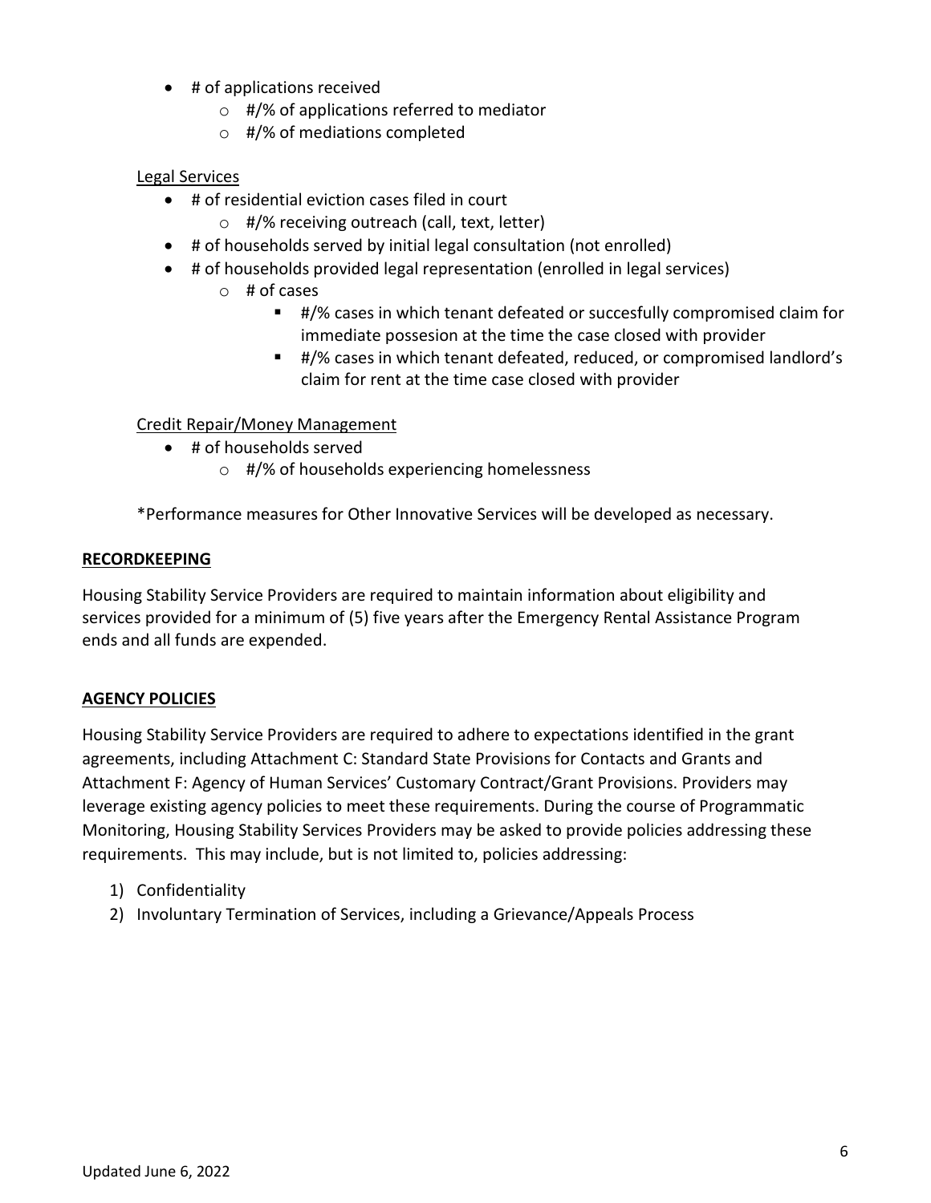- # of applications received
  - #/% of applications referred to mediator
  - #/% of mediations completed

<u>Legal Services</u>

- # of residential eviction cases filed in court
  - #/% receiving outreach (call, text, letter)
- # of households served by initial legal consultation (not enrolled)
- # of households provided legal representation (enrolled in legal services)
  - # of cases
    - #/% cases in which tenant defeated or succesfully compromised claim for immediate possesion at the time the case closed with provider
    - #/% cases in which tenant defeated, reduced, or compromised landlord's claim for rent at the time case closed with provider

<u>Credit Repair/Money Management</u>

- # of households served
  - #/% of households experiencing homelessness

*Performance measures for Other Innovative Services will be developed as necessary.

**<u>RECORDKEEPING</u>**

Housing Stability Service Providers are required to maintain information about eligibility and services provided for a minimum of (5) five years after the Emergency Rental Assistance Program ends and all funds are expended.

**<u>AGENCY POLICIES</u>**

Housing Stability Service Providers are required to adhere to expectations identified in the grant agreements, including Attachment C: Standard State Provisions for Contacts and Grants and Attachment F: Agency of Human Services' Customary Contract/Grant Provisions. Providers may leverage existing agency policies to meet these requirements. During the course of Programmatic Monitoring, Housing Stability Services Providers may be asked to provide policies addressing these requirements. This may include, but is not limited to, policies addressing:

1) Confidentiality
2) Involuntary Termination of Services, including a Grievance/Appeals Process

Updated June 6, 2022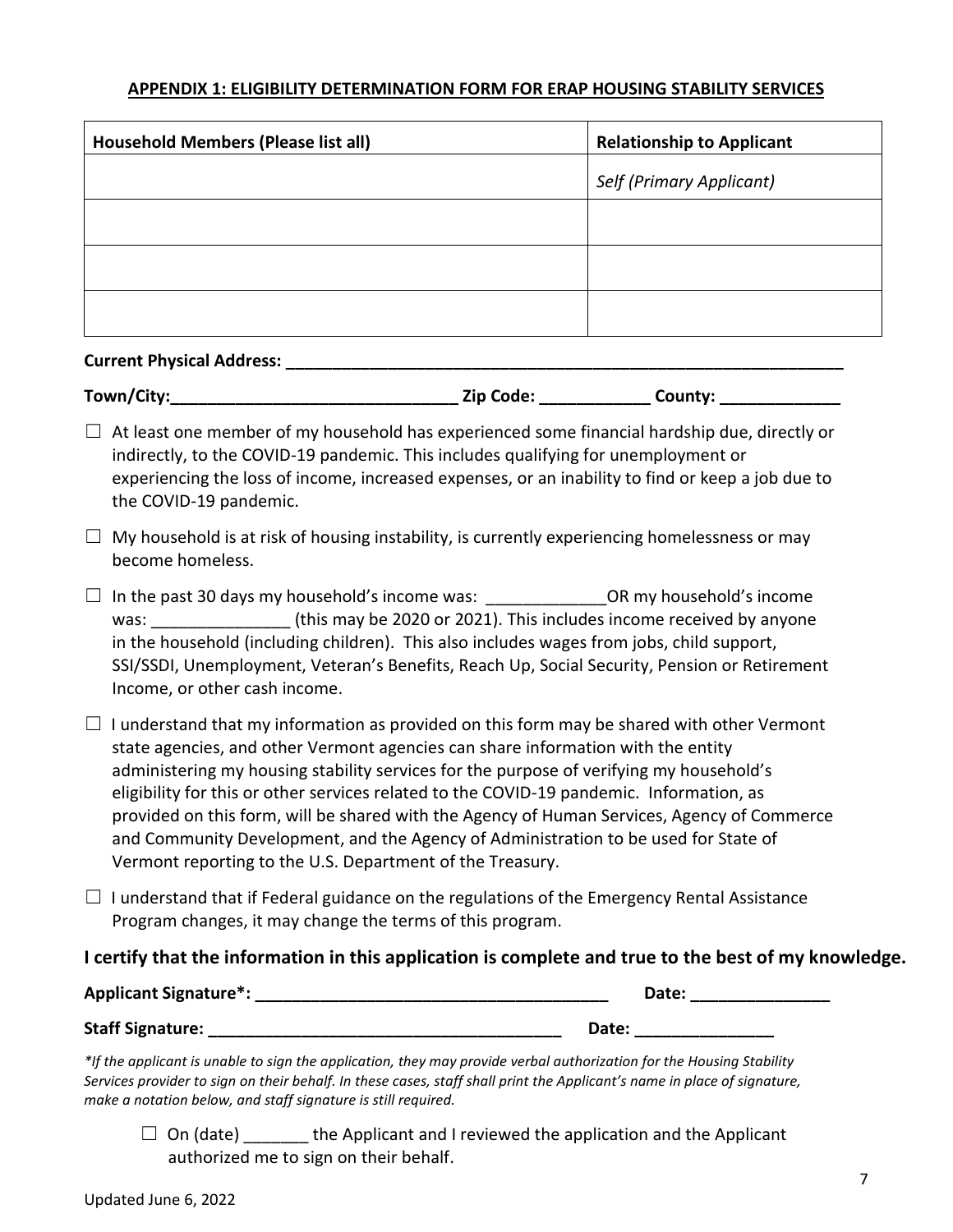**APPENDIX 1: ELIGIBILITY DETERMINATION FORM FOR ERAP HOUSING STABILITY SERVICES**

| Household Members (Please list all) | Relationship to Applicant |
| --- | --- |
| | *Self (Primary Applicant)* |
| | |
| | |
| | |

**Current Physical Address: ______________________________________________________________**

**Town/City:______________________________ Zip Code: ____________ County: _____________**

☐ At least one member of my household has experienced some financial hardship due, directly or indirectly, to the COVID-19 pandemic. This includes qualifying for unemployment or experiencing the loss of income, increased expenses, or an inability to find or keep a job due to the COVID-19 pandemic.

☐ My household is at risk of housing instability, is currently experiencing homelessness or may become homeless.

☐ In the past 30 days my household's income was: _____________OR my household's income was: _______________ (this may be 2020 or 2021). This includes income received by anyone in the household (including children). This also includes wages from jobs, child support, SSI/SSDI, Unemployment, Veteran's Benefits, Reach Up, Social Security, Pension or Retirement Income, or other cash income.

☐ I understand that my information as provided on this form may be shared with other Vermont state agencies, and other Vermont agencies can share information with the entity administering my housing stability services for the purpose of verifying my household's eligibility for this or other services related to the COVID-19 pandemic. Information, as provided on this form, will be shared with the Agency of Human Services, Agency of Commerce and Community Development, and the Agency of Administration to be used for State of Vermont reporting to the U.S. Department of the Treasury.

☐ I understand that if Federal guidance on the regulations of the Emergency Rental Assistance Program changes, it may change the terms of this program.

**I certify that the information in this application is complete and true to the best of my knowledge.**

**Applicant Signature*: ______________________________________ Date: _______________**

**Staff Signature: ______________________________________ Date: _______________**

*\*If the applicant is unable to sign the application, they may provide verbal authorization for the Housing Stability Services provider to sign on their behalf. In these cases, staff shall print the Applicant's name in place of signature, make a notation below, and staff signature is still required.*

☐ On (date) _______ the Applicant and I reviewed the application and the Applicant authorized me to sign on their behalf.

Updated June 6, 2022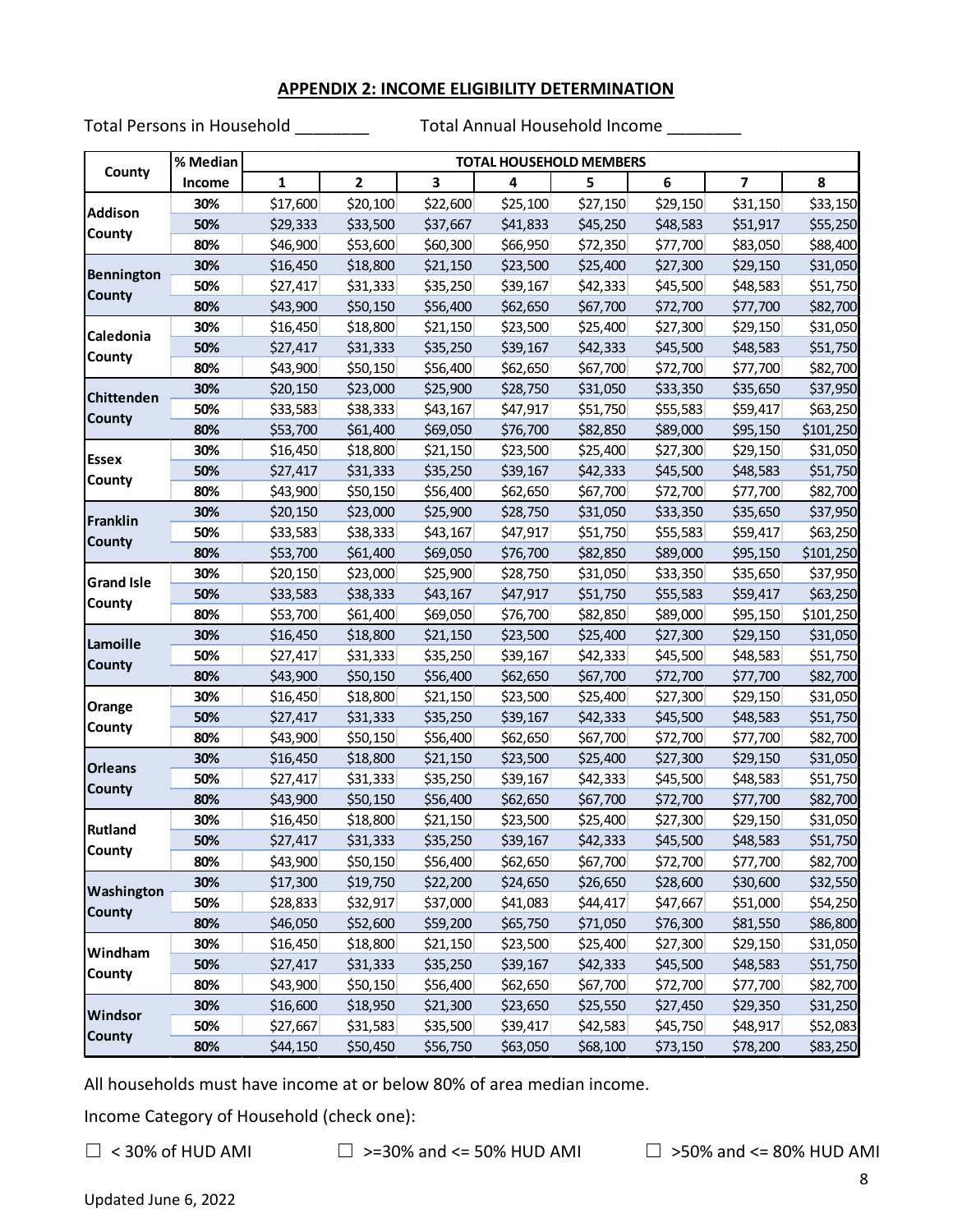## APPENDIX 2: INCOME ELIGIBILITY DETERMINATION

Total Persons in Household ________ Total Annual Household Income ________

| County | % Median Income | TOTAL HOUSEHOLD MEMBERS | | | | | | | |
|---|---|---|---|---|---|---|---|---|---|
| | | 1 | 2 | 3 | 4 | 5 | 6 | 7 | 8 |
| Addison County | 30% | $17,600 | $20,100 | $22,600 | $25,100 | $27,150 | $29,150 | $31,150 | $33,150 |
| | 50% | $29,333 | $33,500 | $37,667 | $41,833 | $45,250 | $48,583 | $51,917 | $55,250 |
| | 80% | $46,900 | $53,600 | $60,300 | $66,950 | $72,350 | $77,700 | $83,050 | $88,400 |
| Bennington County | 30% | $16,450 | $18,800 | $21,150 | $23,500 | $25,400 | $27,300 | $29,150 | $31,050 |
| | 50% | $27,417 | $31,333 | $35,250 | $39,167 | $42,333 | $45,500 | $48,583 | $51,750 |
| | 80% | $43,900 | $50,150 | $56,400 | $62,650 | $67,700 | $72,700 | $77,700 | $82,700 |
| Caledonia County | 30% | $16,450 | $18,800 | $21,150 | $23,500 | $25,400 | $27,300 | $29,150 | $31,050 |
| | 50% | $27,417 | $31,333 | $35,250 | $39,167 | $42,333 | $45,500 | $48,583 | $51,750 |
| | 80% | $43,900 | $50,150 | $56,400 | $62,650 | $67,700 | $72,700 | $77,700 | $82,700 |
| Chittenden County | 30% | $20,150 | $23,000 | $25,900 | $28,750 | $31,050 | $33,350 | $35,650 | $37,950 |
| | 50% | $33,583 | $38,333 | $43,167 | $47,917 | $51,750 | $55,583 | $59,417 | $63,250 |
| | 80% | $53,700 | $61,400 | $69,050 | $76,700 | $82,850 | $89,000 | $95,150 | $101,250 |
| Essex County | 30% | $16,450 | $18,800 | $21,150 | $23,500 | $25,400 | $27,300 | $29,150 | $31,050 |
| | 50% | $27,417 | $31,333 | $35,250 | $39,167 | $42,333 | $45,500 | $48,583 | $51,750 |
| | 80% | $43,900 | $50,150 | $56,400 | $62,650 | $67,700 | $72,700 | $77,700 | $82,700 |
| Franklin County | 30% | $20,150 | $23,000 | $25,900 | $28,750 | $31,050 | $33,350 | $35,650 | $37,950 |
| | 50% | $33,583 | $38,333 | $43,167 | $47,917 | $51,750 | $55,583 | $59,417 | $63,250 |
| | 80% | $53,700 | $61,400 | $69,050 | $76,700 | $82,850 | $89,000 | $95,150 | $101,250 |
| Grand Isle County | 30% | $20,150 | $23,000 | $25,900 | $28,750 | $31,050 | $33,350 | $35,650 | $37,950 |
| | 50% | $33,583 | $38,333 | $43,167 | $47,917 | $51,750 | $55,583 | $59,417 | $63,250 |
| | 80% | $53,700 | $61,400 | $69,050 | $76,700 | $82,850 | $89,000 | $95,150 | $101,250 |
| Lamoille County | 30% | $16,450 | $18,800 | $21,150 | $23,500 | $25,400 | $27,300 | $29,150 | $31,050 |
| | 50% | $27,417 | $31,333 | $35,250 | $39,167 | $42,333 | $45,500 | $48,583 | $51,750 |
| | 80% | $43,900 | $50,150 | $56,400 | $62,650 | $67,700 | $72,700 | $77,700 | $82,700 |
| Orange County | 30% | $16,450 | $18,800 | $21,150 | $23,500 | $25,400 | $27,300 | $29,150 | $31,050 |
| | 50% | $27,417 | $31,333 | $35,250 | $39,167 | $42,333 | $45,500 | $48,583 | $51,750 |
| | 80% | $43,900 | $50,150 | $56,400 | $62,650 | $67,700 | $72,700 | $77,700 | $82,700 |
| Orleans County | 30% | $16,450 | $18,800 | $21,150 | $23,500 | $25,400 | $27,300 | $29,150 | $31,050 |
| | 50% | $27,417 | $31,333 | $35,250 | $39,167 | $42,333 | $45,500 | $48,583 | $51,750 |
| | 80% | $43,900 | $50,150 | $56,400 | $62,650 | $67,700 | $72,700 | $77,700 | $82,700 |
| Rutland County | 30% | $16,450 | $18,800 | $21,150 | $23,500 | $25,400 | $27,300 | $29,150 | $31,050 |
| | 50% | $27,417 | $31,333 | $35,250 | $39,167 | $42,333 | $45,500 | $48,583 | $51,750 |
| | 80% | $43,900 | $50,150 | $56,400 | $62,650 | $67,700 | $72,700 | $77,700 | $82,700 |
| Washington County | 30% | $17,300 | $19,750 | $22,200 | $24,650 | $26,650 | $28,600 | $30,600 | $32,550 |
| | 50% | $28,833 | $32,917 | $37,000 | $41,083 | $44,417 | $47,667 | $51,000 | $54,250 |
| | 80% | $46,050 | $52,600 | $59,200 | $65,750 | $71,050 | $76,300 | $81,550 | $86,800 |
| Windham County | 30% | $16,450 | $18,800 | $21,150 | $23,500 | $25,400 | $27,300 | $29,150 | $31,050 |
| | 50% | $27,417 | $31,333 | $35,250 | $39,167 | $42,333 | $45,500 | $48,583 | $51,750 |
| | 80% | $43,900 | $50,150 | $56,400 | $62,650 | $67,700 | $72,700 | $77,700 | $82,700 |
| Windsor County | 30% | $16,600 | $18,950 | $21,300 | $23,650 | $25,550 | $27,450 | $29,350 | $31,250 |
| | 50% | $27,667 | $31,583 | $35,500 | $39,417 | $42,583 | $45,750 | $48,917 | $52,083 |
| | 80% | $44,150 | $50,450 | $56,750 | $63,050 | $68,100 | $73,150 | $78,200 | $83,250 |

All households must have income at or below 80% of area median income.

Income Category of Household (check one):

☐ < 30% of HUD AMI ☐ >=30% and <= 50% HUD AMI ☐ >50% and <= 80% HUD AMI

Updated June 6, 2022